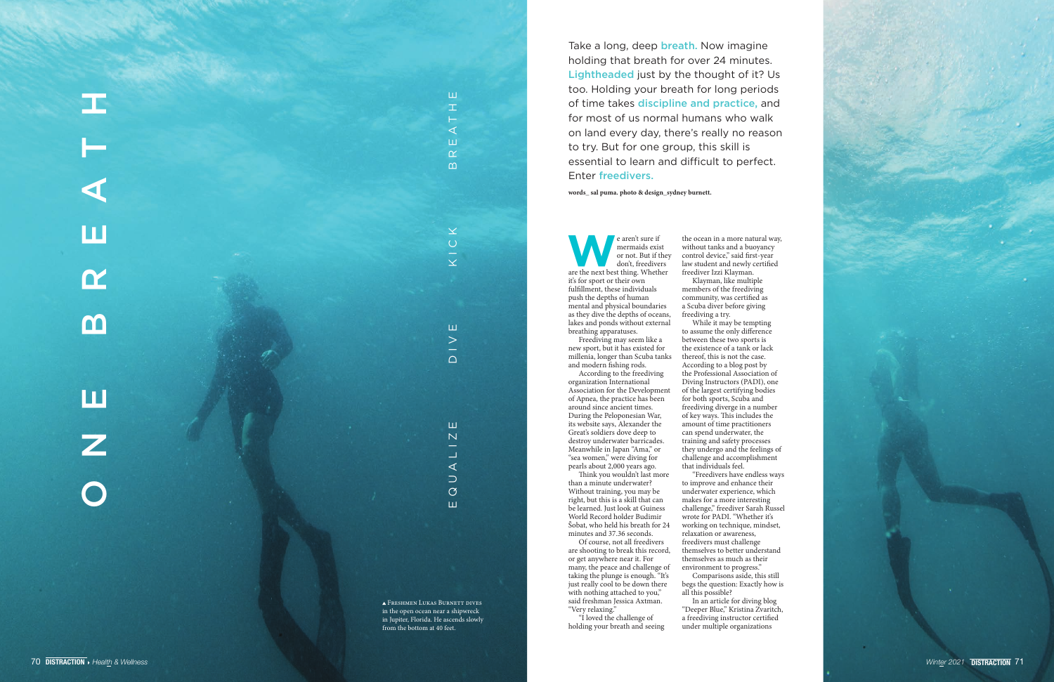# ONE BREATH

EQUALIZE DIVE KICK BREATHE

Take a long, deep breath. Now imagine holding that breath for over 24 minutes. Lightheaded just by the thought of it? Us too. Holding your breath for long periods of time takes discipline and practice, and for most of us normal humans who walk on land every day, there's really no reason to try. But for one group, this skill is essential to learn and difficult to perfect. Enter freedivers.

**words_ sal puma. photo & design_sydney burnett.**

We aren't sure if mermaids exist or not. But if they don't, freedivers are the next best thing. Whether it's for sport or their own fulfillment, these individuals push the depths of human mental and physical boundaries as they dive the depths of oceans, lakes and ponds without external breathing apparatuses.

Freediving may seem like a new sport, but it has existed for millenia, longer than Scuba tanks and modern fishing rods.

According to the freediving organization International Association for the Development of Apnea, the practice has been around since ancient times. During the Peloponesian War, its website says, Alexander the Great's soldiers dove deep to destroy underwater barricades. Meanwhile in Japan "Ama," or "sea women," were diving for pearls about 2,000 years ago.

Think you wouldn't last more than a minute underwater? Without training, you may be right, but this is a skill that can be learned. Just look at Guiness World Record holder Budimir Šobat, who held his breath for 24 minutes and 37.36 seconds.

Of course, not all freedivers are shooting to break this record, or get anywhere near it. For many, the peace and challenge of taking the plunge is enough. "It's just really cool to be down there with nothing attached to you," said freshman Jessica Axtman. "Very relaxing."

"I loved the challenge of holding your breath and seeing the ocean in a more natural way, without tanks and a buoyancy control device," said first-year law student and newly certified freediver Izzi Klayman.

Klayman, like multiple members of the freediving community, was certified as a Scuba diver before giving freediving a try.

While it may be tempting to assume the only difference between these two sports is the existence of a tank or lack thereof, this is not the case. According to a blog post by the Professional Association of Diving Instructors (PADI), one of the largest certifying bodies for both sports, Scuba and freediving diverge in a number of key ways. This includes the amount of time practitioners can spend underwater, the training and safety processes they undergo and the feelings of challenge and accomplishment that individuals feel.

"Freedivers have endless ways to improve and enhance their underwater experience, which makes for a more interesting challenge," freediver Sarah Russel wrote for PADI. "Whether it's working on technique, mindset, relaxation or awareness, freedivers must challenge themselves to better understand themselves as much as their environment to progress."

Comparisons aside, this still begs the question: Exactly how is all this possible?

In an article for diving blog "Deeper Blue," Kristina Zvaritch, a freediving instructor certified under multiple organizations

▲ Freshmen Lukas Burnett dives in the open ocean near a shipwreck in Jupiter, Florida. He ascends slowly from the bottom at 40 feet.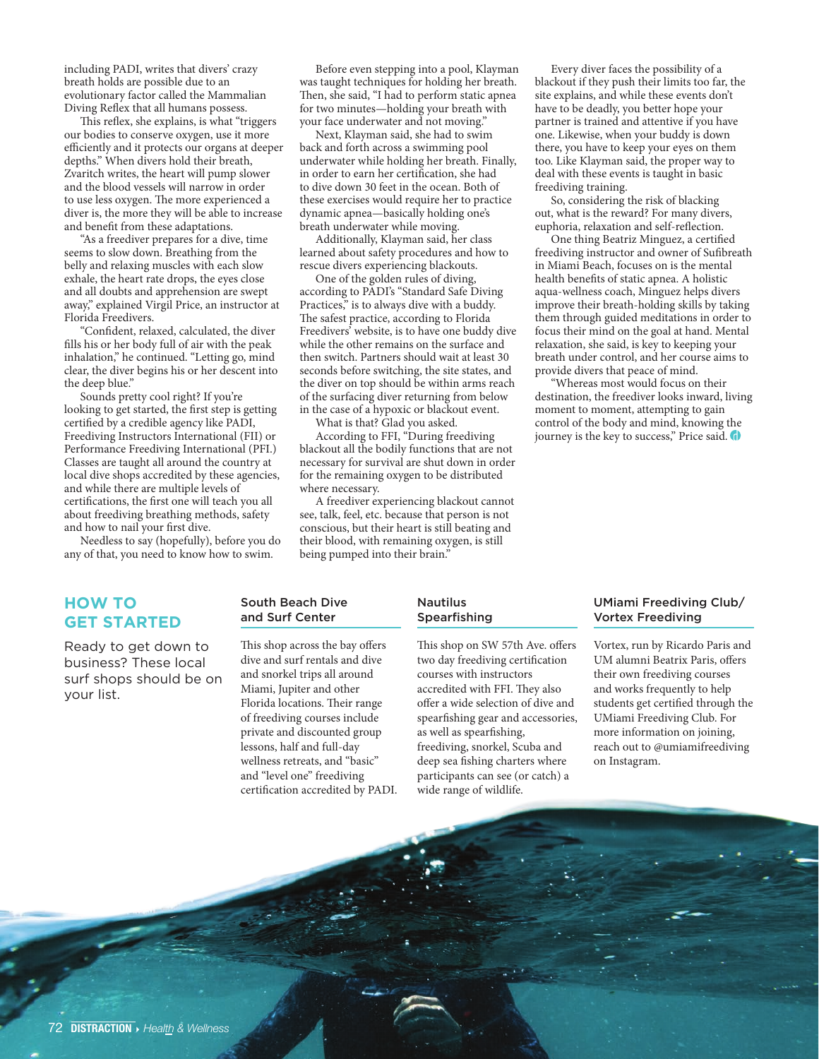including PADI, writes that divers' crazy breath holds are possible due to an evolutionary factor called the Mammalian Diving Reflex that all humans possess.

This reflex, she explains, is what "triggers our bodies to conserve oxygen, use it more efficiently and it protects our organs at deeper depths." When divers hold their breath, Zvaritch writes, the heart will pump slower and the blood vessels will narrow in order to use less oxygen. The more experienced a diver is, the more they will be able to increase and benefit from these adaptations.

"As a freediver prepares for a dive, time seems to slow down. Breathing from the belly and relaxing muscles with each slow exhale, the heart rate drops, the eyes close and all doubts and apprehension are swept away," explained Virgil Price, an instructor at Florida Freedivers.

"Confident, relaxed, calculated, the diver fills his or her body full of air with the peak inhalation," he continued. "Letting go, mind clear, the diver begins his or her descent into the deep blue."

Sounds pretty cool right? If you're looking to get started, the first step is getting certified by a credible agency like PADI, Freediving Instructors International (FII) or Performance Freediving International (PFI.) Classes are taught all around the country at local dive shops accredited by these agencies, and while there are multiple levels of certifications, the first one will teach you all about freediving breathing methods, safety and how to nail your first dive.

Needless to say (hopefully), before you do any of that, you need to know how to swim.

Before even stepping into a pool, Klayman was taught techniques for holding her breath. Then, she said, "I had to perform static apnea for two minutes—holding your breath with your face underwater and not moving."

Next, Klayman said, she had to swim back and forth across a swimming pool underwater while holding her breath. Finally, in order to earn her certification, she had to dive down 30 feet in the ocean. Both of these exercises would require her to practice dynamic apnea—basically holding one's breath underwater while moving.

Additionally, Klayman said, her class learned about safety procedures and how to rescue divers experiencing blackouts.

One of the golden rules of diving, according to PADI's "Standard Safe Diving Practices," is to always dive with a buddy. The safest practice, according to Florida Freedivers' website, is to have one buddy dive while the other remains on the surface and then switch. Partners should wait at least 30 seconds before switching, the site states, and the diver on top should be within arms reach of the surfacing diver returning from below in the case of a hypoxic or blackout event.

What is that? Glad you asked.

According to FFI, "During freediving blackout all the bodily functions that are not necessary for survival are shut down in order for the remaining oxygen to be distributed where necessary.

A freediver experiencing blackout cannot see, talk, feel, etc. because that person is not conscious, but their heart is still beating and their blood, with remaining oxygen, is still being pumped into their brain."

Every diver faces the possibility of a blackout if they push their limits too far, the site explains, and while these events don't have to be deadly, you better hope your partner is trained and attentive if you have one. Likewise, when your buddy is down there, you have to keep your eyes on them too. Like Klayman said, the proper way to deal with these events is taught in basic freediving training.

So, considering the risk of blacking out, what is the reward? For many divers, euphoria, relaxation and self-reflection.

One thing Beatriz Minguez, a certified freediving instructor and owner of Sufibreath in Miami Beach, focuses on is the mental health benefits of static apnea. A holistic aqua-wellness coach, Minguez helps divers improve their breath-holding skills by taking them through guided meditations in order to focus their mind on the goal at hand. Mental relaxation, she said, is key to keeping your breath under control, and her course aims to provide divers that peace of mind.

"Whereas most would focus on their destination, the freediver looks inward, living moment to moment, attempting to gain control of the body and mind, knowing the journey is the key to success," Price said.

## HOW TO GET STARTED

Ready to get down to business? These local surf shops should be on your list.

### South Beach Dive and Surf Center

This shop across the bay offers dive and surf rentals and dive and snorkel trips all around Miami, Jupiter and other Florida locations. Their range of freediving courses include private and discounted group lessons, half and full-day wellness retreats, and "basic" and "level one" freediving certification accredited by PADI.

### Nautilus Spearfishing

This shop on SW 57th Ave. offers two day freediving certification courses with instructors accredited with FFI. They also offer a wide selection of dive and spearfishing gear and accessories, as well as spearfishing, freediving, snorkel, Scuba and deep sea fishing charters where participants can see (or catch) a wide range of wildlife.

### UMiami Freediving Club/ Vortex Freediving

Vortex, run by Ricardo Paris and UM alumni Beatrix Paris, offers their own freediving courses and works frequently to help students get certified through the UMiami Freediving Club. For more information on joining, reach out to @umiamifreediving on Instagram.